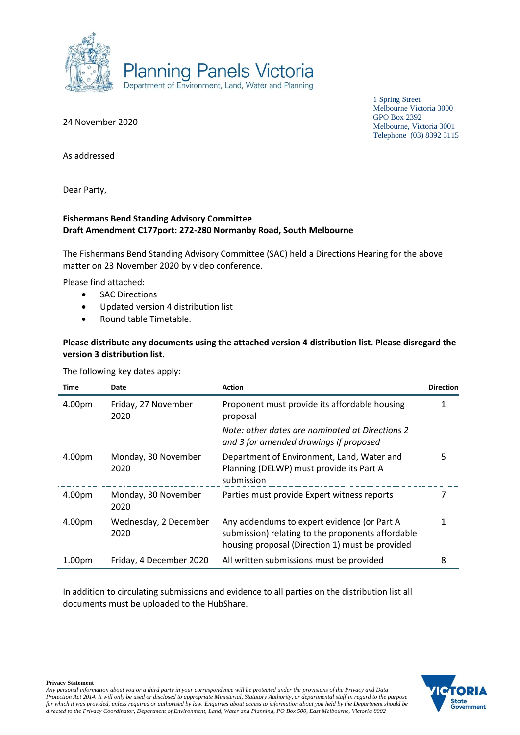Planning Panels Victoria
Department of Environment, Land, Water and Planning

1 Spring Street
Melbourne Victoria 3000
GPO Box 2392
Melbourne, Victoria 3001
Telephone (03) 8392 5115

24 November 2020

As addressed

Dear Party,

**Fishermans Bend Standing Advisory Committee**
**Draft Amendment C177port: 272-280 Normanby Road, South Melbourne**

The Fishermans Bend Standing Advisory Committee (SAC) held a Directions Hearing for the above matter on 23 November 2020 by video conference.

Please find attached:

- SAC Directions
- Updated version 4 distribution list
- Round table Timetable.

**Please distribute any documents using the attached version 4 distribution list. Please disregard the version 3 distribution list.**

The following key dates apply:

| Time | Date | Action | Direction |
|---|---|---|---|
| 4.00pm | Friday, 27 November 2020 | Proponent must provide its affordable housing proposal<br>*Note: other dates are nominated at Directions 2 and 3 for amended drawings if proposed* | 1 |
| 4.00pm | Monday, 30 November 2020 | Department of Environment, Land, Water and Planning (DELWP) must provide its Part A submission | 5 |
| 4.00pm | Monday, 30 November 2020 | Parties must provide Expert witness reports | 7 |
| 4.00pm | Wednesday, 2 December 2020 | Any addendums to expert evidence (or Part A submission) relating to the proponents affordable housing proposal (Direction 1) must be provided | 1 |
| 1.00pm | Friday, 4 December 2020 | All written submissions must be provided | 8 |

In addition to circulating submissions and evidence to all parties on the distribution list all documents must be uploaded to the HubShare.

**Privacy Statement**
*Any personal information about you or a third party in your correspondence will be protected under the provisions of the Privacy and Data Protection Act 2014. It will only be used or disclosed to appropriate Ministerial, Statutory Authority, or departmental staff in regard to the purpose for which it was provided, unless required or authorised by law. Enquiries about access to information about you held by the Department should be directed to the Privacy Coordinator, Department of Environment, Land, Water and Planning, PO Box 500, East Melbourne, Victoria 8002*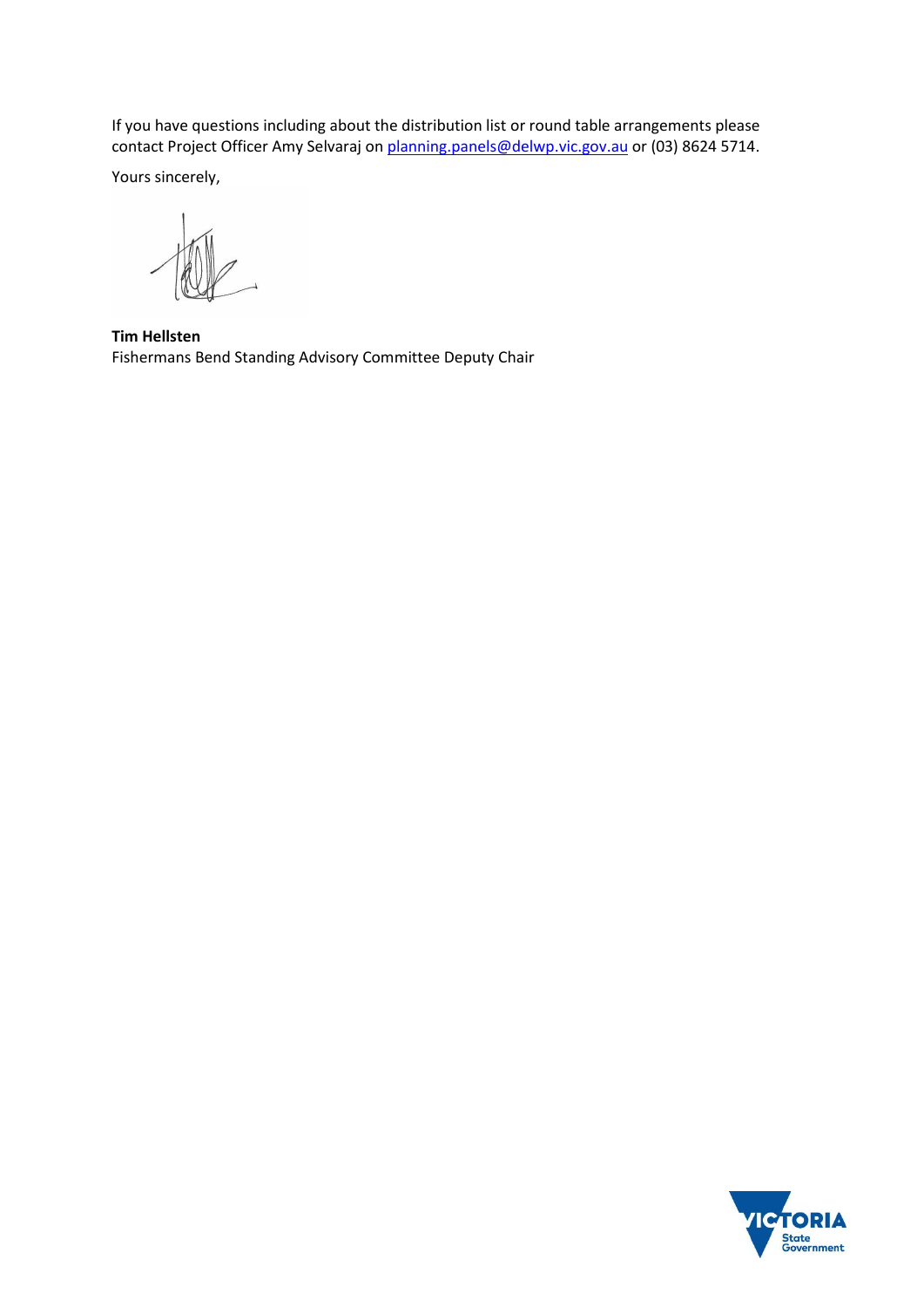If you have questions including about the distribution list or round table arrangements please contact Project Officer Amy Selvaraj on planning.panels@delwp.vic.gov.au or (03) 8624 5714.

Yours sincerely,

**Tim Hellsten**
Fishermans Bend Standing Advisory Committee Deputy Chair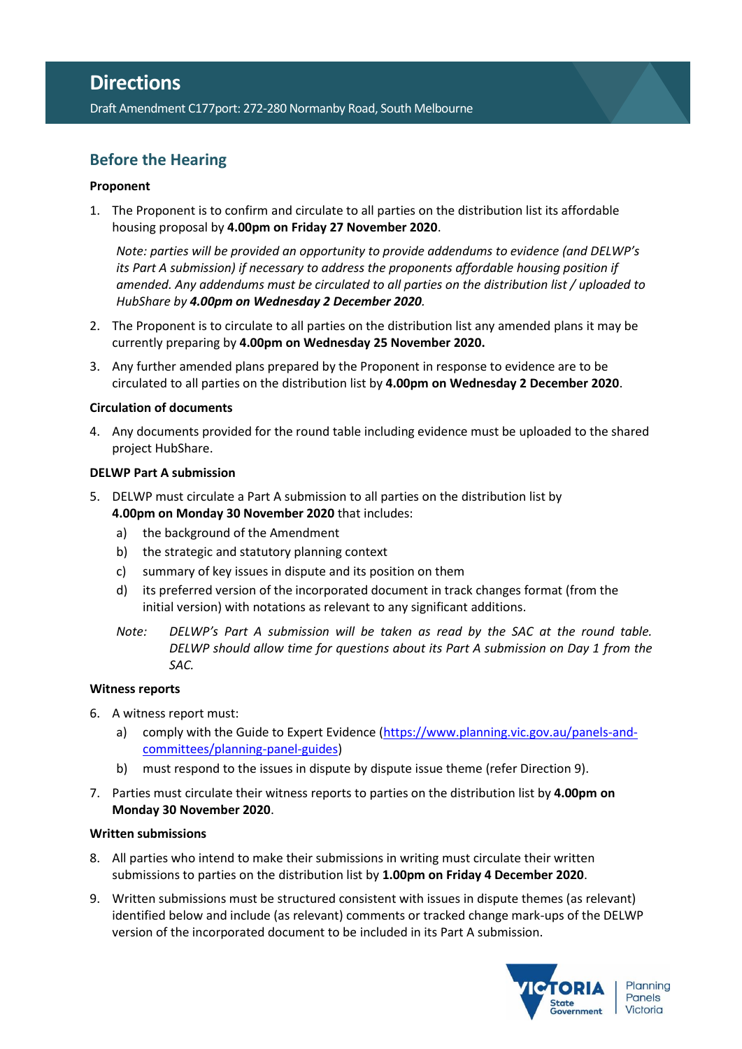# Directions

Draft Amendment C177port: 272-280 Normanby Road, South Melbourne

## Before the Hearing

**Proponent**

1. The Proponent is to confirm and circulate to all parties on the distribution list its affordable housing proposal by **4.00pm on Friday 27 November 2020**.

   *Note: parties will be provided an opportunity to provide addendums to evidence (and DELWP's its Part A submission) if necessary to address the proponents affordable housing position if amended. Any addendums must be circulated to all parties on the distribution list / uploaded to HubShare by **4.00pm on Wednesday 2 December 2020**.*

2. The Proponent is to circulate to all parties on the distribution list any amended plans it may be currently preparing by **4.00pm on Wednesday 25 November 2020.**

3. Any further amended plans prepared by the Proponent in response to evidence are to be circulated to all parties on the distribution list by **4.00pm on Wednesday 2 December 2020**.

**Circulation of documents**

4. Any documents provided for the round table including evidence must be uploaded to the shared project HubShare.

**DELWP Part A submission**

5. DELWP must circulate a Part A submission to all parties on the distribution list by **4.00pm on Monday 30 November 2020** that includes:
   a) the background of the Amendment
   b) the strategic and statutory planning context
   c) summary of key issues in dispute and its position on them
   d) its preferred version of the incorporated document in track changes format (from the initial version) with notations as relevant to any significant additions.

   *Note: DELWP's Part A submission will be taken as read by the SAC at the round table. DELWP should allow time for questions about its Part A submission on Day 1 from the SAC.*

**Witness reports**

6. A witness report must:
   a) comply with the Guide to Expert Evidence (https://www.planning.vic.gov.au/panels-and-committees/planning-panel-guides)
   b) must respond to the issues in dispute by dispute issue theme (refer Direction 9).

7. Parties must circulate their witness reports to parties on the distribution list by **4.00pm on Monday 30 November 2020**.

**Written submissions**

8. All parties who intend to make their submissions in writing must circulate their written submissions to parties on the distribution list by **1.00pm on Friday 4 December 2020**.

9. Written submissions must be structured consistent with issues in dispute themes (as relevant) identified below and include (as relevant) comments or tracked change mark-ups of the DELWP version of the incorporated document to be included in its Part A submission.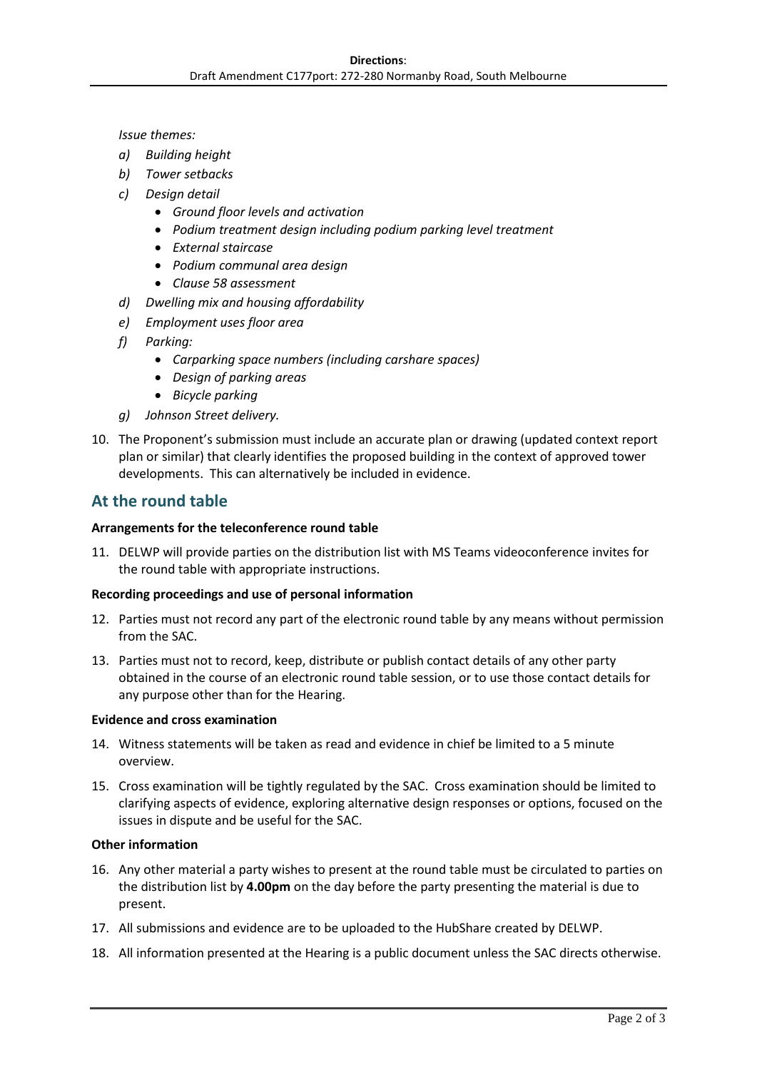*Issue themes:*

*a) Building height*

*b) Tower setbacks*

*c) Design detail*

- *Ground floor levels and activation*
- *Podium treatment design including podium parking level treatment*
- *External staircase*
- *Podium communal area design*
- *Clause 58 assessment*

*d) Dwelling mix and housing affordability*

*e) Employment uses floor area*

*f) Parking:*

- *Carparking space numbers (including carshare spaces)*
- *Design of parking areas*
- *Bicycle parking*

*g) Johnson Street delivery.*

10. The Proponent's submission must include an accurate plan or drawing (updated context report plan or similar) that clearly identifies the proposed building in the context of approved tower developments. This can alternatively be included in evidence.

## At the round table

**Arrangements for the teleconference round table**

11. DELWP will provide parties on the distribution list with MS Teams videoconference invites for the round table with appropriate instructions.

**Recording proceedings and use of personal information**

12. Parties must not record any part of the electronic round table by any means without permission from the SAC.
13. Parties must not to record, keep, distribute or publish contact details of any other party obtained in the course of an electronic round table session, or to use those contact details for any purpose other than for the Hearing.

**Evidence and cross examination**

14. Witness statements will be taken as read and evidence in chief be limited to a 5 minute overview.
15. Cross examination will be tightly regulated by the SAC. Cross examination should be limited to clarifying aspects of evidence, exploring alternative design responses or options, focused on the issues in dispute and be useful for the SAC.

**Other information**

16. Any other material a party wishes to present at the round table must be circulated to parties on the distribution list by **4.00pm** on the day before the party presenting the material is due to present.
17. All submissions and evidence are to be uploaded to the HubShare created by DELWP.
18. All information presented at the Hearing is a public document unless the SAC directs otherwise.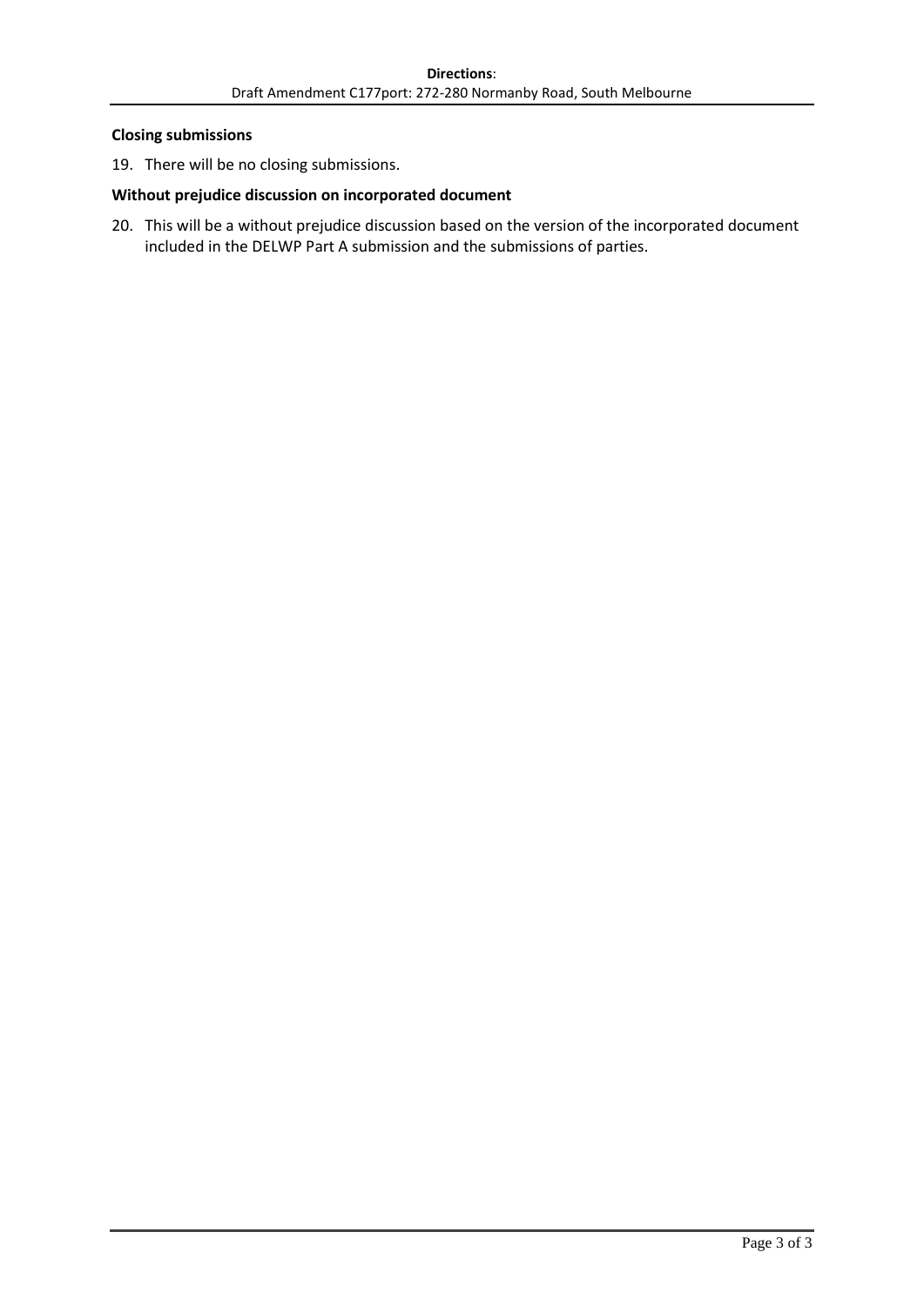**Closing submissions**

19. There will be no closing submissions.

**Without prejudice discussion on incorporated document**

20. This will be a without prejudice discussion based on the version of the incorporated document included in the DELWP Part A submission and the submissions of parties.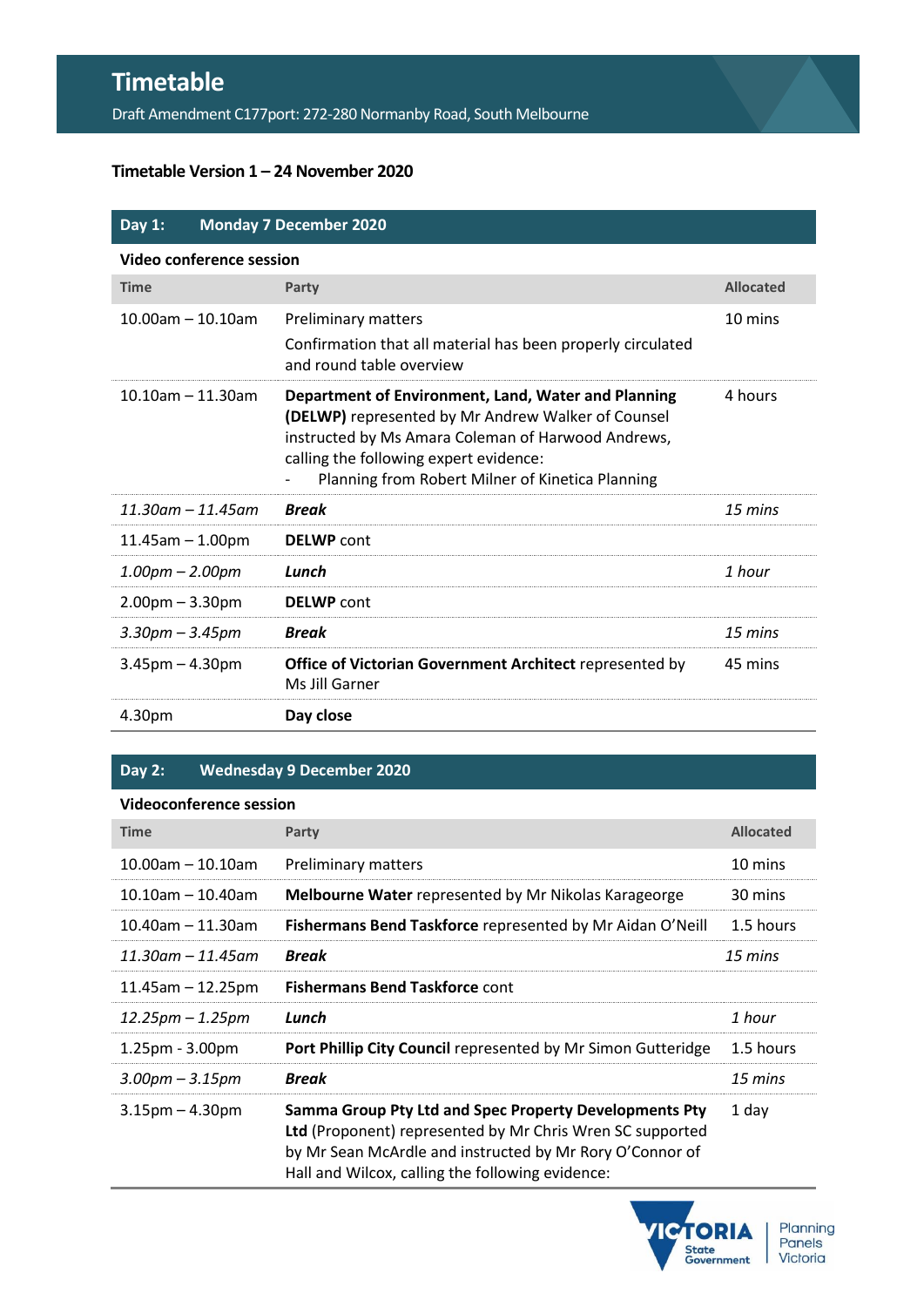# Timetable

Draft Amendment C177port: 272-280 Normanby Road, South Melbourne

**Timetable Version 1 – 24 November 2020**

| **Day 1:** | **Monday 7 December 2020** | |
|---|---|---|
| **Video conference session** | | |
| **Time** | **Party** | **Allocated** |
| 10.00am – 10.10am | Preliminary matters<br>Confirmation that all material has been properly circulated and round table overview | 10 mins |
| 10.10am – 11.30am | **Department of Environment, Land, Water and Planning (DELWP)** represented by Mr Andrew Walker of Counsel instructed by Ms Amara Coleman of Harwood Andrews, calling the following expert evidence:<br>- Planning from Robert Milner of Kinetica Planning | 4 hours |
| *11.30am – 11.45am* | ***Break*** | *15 mins* |
| 11.45am – 1.00pm | **DELWP** cont | |
| *1.00pm – 2.00pm* | ***Lunch*** | *1 hour* |
| 2.00pm – 3.30pm | **DELWP** cont | |
| *3.30pm – 3.45pm* | ***Break*** | *15 mins* |
| 3.45pm – 4.30pm | **Office of Victorian Government Architect** represented by Ms Jill Garner | 45 mins |
| 4.30pm | **Day close** | |

| **Day 2:** | **Wednesday 9 December 2020** | |
|---|---|---|
| **Videoconference session** | | |
| **Time** | **Party** | **Allocated** |
| 10.00am – 10.10am | Preliminary matters | 10 mins |
| 10.10am – 10.40am | **Melbourne Water** represented by Mr Nikolas Karageorge | 30 mins |
| 10.40am – 11.30am | **Fishermans Bend Taskforce** represented by Mr Aidan O'Neill | 1.5 hours |
| *11.30am – 11.45am* | ***Break*** | *15 mins* |
| 11.45am – 12.25pm | **Fishermans Bend Taskforce** cont | |
| *12.25pm – 1.25pm* | ***Lunch*** | *1 hour* |
| 1.25pm - 3.00pm | **Port Phillip City Council** represented by Mr Simon Gutteridge | 1.5 hours |
| *3.00pm – 3.15pm* | ***Break*** | *15 mins* |
| 3.15pm – 4.30pm | **Samma Group Pty Ltd and Spec Property Developments Pty Ltd** (Proponent) represented by Mr Chris Wren SC supported by Mr Sean McArdle and instructed by Mr Rory O'Connor of Hall and Wilcox, calling the following evidence: | 1 day |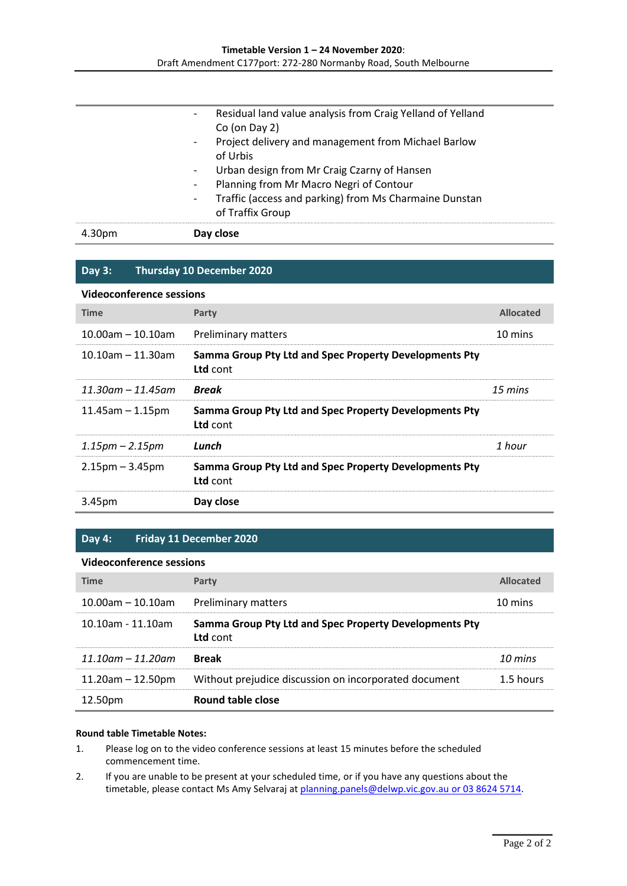| | | |
|---|---|---|
| | - Residual land value analysis from Craig Yelland of Yelland Co (on Day 2)<br>- Project delivery and management from Michael Barlow of Urbis<br>- Urban design from Mr Craig Czarny of Hansen<br>- Planning from Mr Macro Negri of Contour<br>- Traffic (access and parking) from Ms Charmaine Dunstan of Traffix Group | |
| 4.30pm | **Day close** | |

## Day 3: Thursday 10 December 2020

**Videoconference sessions**

| Time | Party | Allocated |
|---|---|---|
| 10.00am – 10.10am | Preliminary matters | 10 mins |
| 10.10am – 11.30am | **Samma Group Pty Ltd and Spec Property Developments Pty Ltd** cont | |
| *11.30am – 11.45am* | ***Break*** | *15 mins* |
| 11.45am – 1.15pm | **Samma Group Pty Ltd and Spec Property Developments Pty Ltd** cont | |
| *1.15pm – 2.15pm* | ***Lunch*** | *1 hour* |
| 2.15pm – 3.45pm | **Samma Group Pty Ltd and Spec Property Developments Pty Ltd** cont | |
| 3.45pm | **Day close** | |

## Day 4: Friday 11 December 2020

**Videoconference sessions**

| Time | Party | Allocated |
|---|---|---|
| 10.00am – 10.10am | Preliminary matters | 10 mins |
| 10.10am - 11.10am | **Samma Group Pty Ltd and Spec Property Developments Pty Ltd** cont | |
| *11.10am – 11.20am* | **Break** | *10 mins* |
| 11.20am – 12.50pm | Without prejudice discussion on incorporated document | 1.5 hours |
| 12.50pm | **Round table close** | |

**Round table Timetable Notes:**

1. Please log on to the video conference sessions at least 15 minutes before the scheduled commencement time.
2. If you are unable to be present at your scheduled time, or if you have any questions about the timetable, please contact Ms Amy Selvaraj at planning.panels@delwp.vic.gov.au or 03 8624 5714.